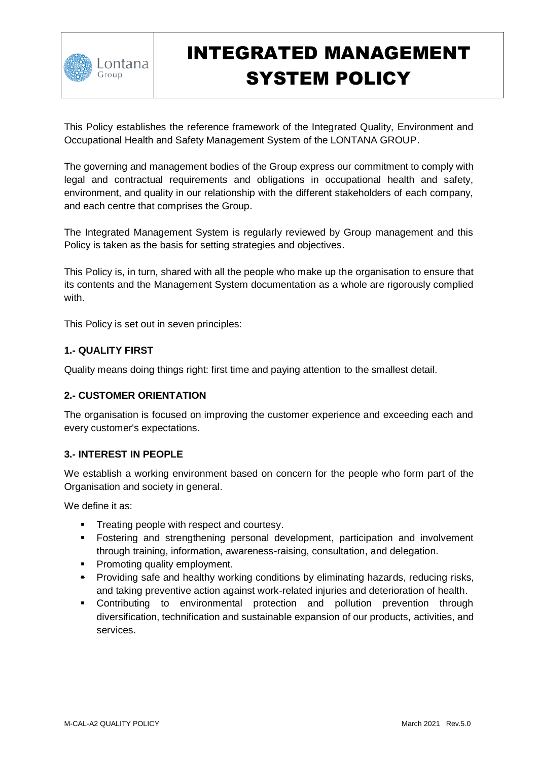# INTEGRATED MANAGEMENT SYSTEM POLICY

This Policy establishes the reference framework of the Integrated Quality, Environment and Occupational Health and Safety Management System of the LONTANA GROUP.

The governing and management bodies of the Group express our commitment to comply with legal and contractual requirements and obligations in occupational health and safety, environment, and quality in our relationship with the different stakeholders of each company, and each centre that comprises the Group.

The Integrated Management System is regularly reviewed by Group management and this Policy is taken as the basis for setting strategies and objectives.

This Policy is, in turn, shared with all the people who make up the organisation to ensure that its contents and the Management System documentation as a whole are rigorously complied with.

This Policy is set out in seven principles:

### 1.- QUALITY FIRST

Quality means doing things right: first time and paying attention to the smallest detail.

### 2.- CUSTOMER ORIENTATION

The organisation is focused on improving the customer experience and exceeding each and every customer's expectations.

### 3.- INTEREST IN PEOPLE

We establish a working environment based on concern for the people who form part of the Organisation and society in general.

We define it as:

- Treating people with respect and courtesy.
- Fostering and strengthening personal development, participation and involvement through training, information, awareness-raising, consultation, and delegation.
- Promoting quality employment.
- Providing safe and healthy working conditions by eliminating hazards, reducing risks, and taking preventive action against work-related injuries and deterioration of health.
- Contributing to environmental protection and pollution prevention through diversification, technification and sustainable expansion of our products, activities, and services.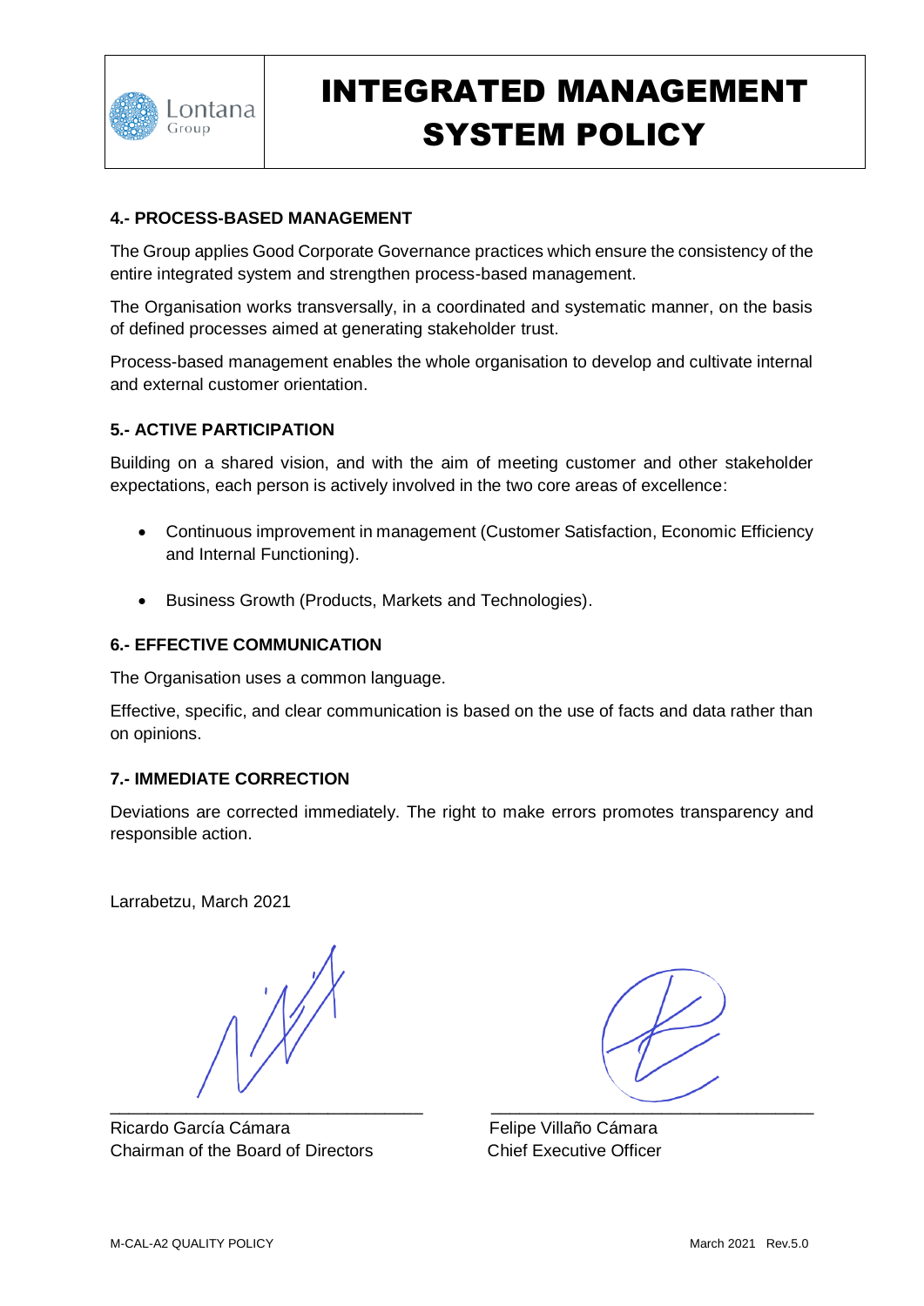# INTEGRATED MANAGEMENT SYSTEM POLICY

**4.- PROCESS-BASED MANAGEMENT**

The Group applies Good Corporate Governance practices which ensure the consistency of the entire integrated system and strengthen process-based management.

The Organisation works transversally, in a coordinated and systematic manner, on the basis of defined processes aimed at generating stakeholder trust.

Process-based management enables the whole organisation to develop and cultivate internal and external customer orientation.

**5.- ACTIVE PARTICIPATION**

Building on a shared vision, and with the aim of meeting customer and other stakeholder expectations, each person is actively involved in the two core areas of excellence:

- Continuous improvement in management (Customer Satisfaction, Economic Efficiency and Internal Functioning).
- Business Growth (Products, Markets and Technologies).

**6.- EFFECTIVE COMMUNICATION**

The Organisation uses a common language.

Effective, specific, and clear communication is based on the use of facts and data rather than on opinions.

**7.- IMMEDIATE CORRECTION**

Deviations are corrected immediately. The right to make errors promotes transparency and responsible action.

Larrabetzu, March 2021

Ricardo García Cámara
Chairman of the Board of Directors

Felipe Villaño Cámara
Chief Executive Officer